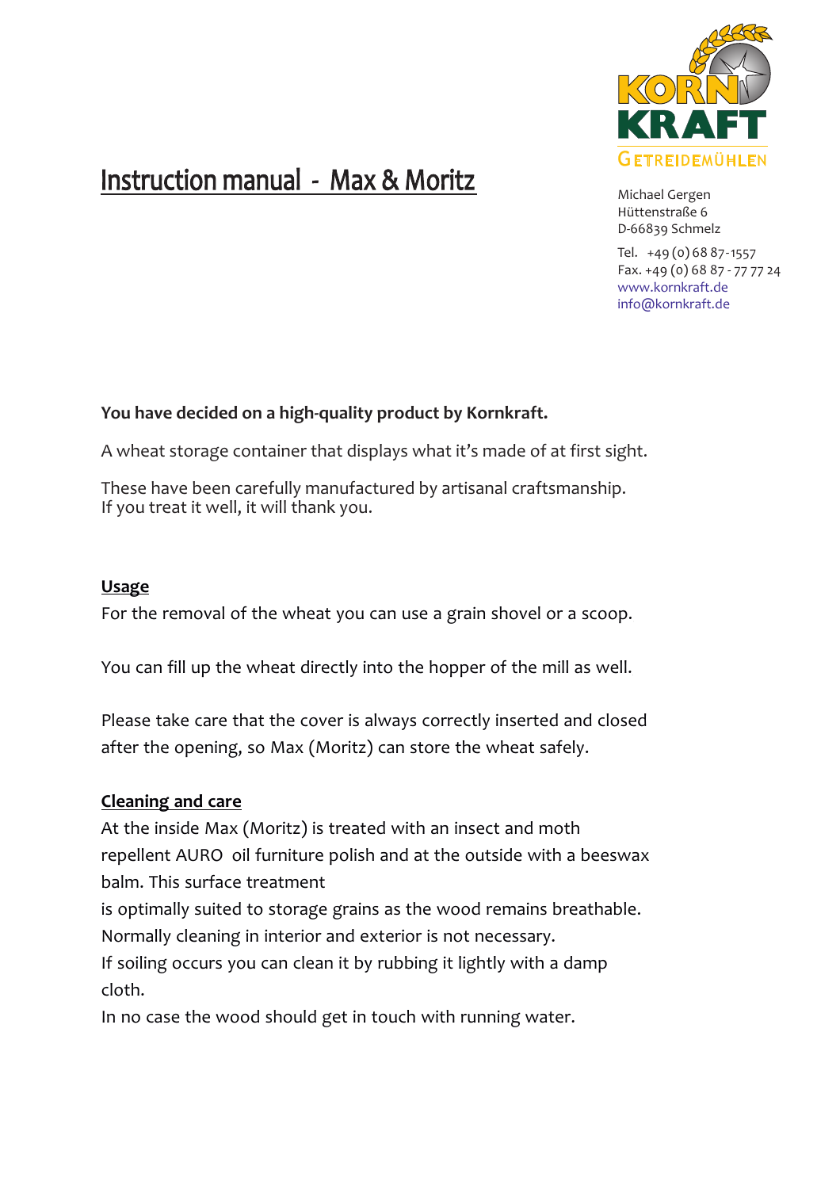# Instruction manual - Max & Moritz

KORN KRAFT
GETREIDEMÜHLEN

Michael Gergen
Hüttenstraße 6
D-66839 Schmelz

Tel. +49 (0) 68 87-1557
Fax. +49 (0) 68 87 - 77 77 24
www.kornkraft.de
info@kornkraft.de

**You have decided on a high-quality product by Kornkraft.**

A wheat storage container that displays what it's made of at first sight.

These have been carefully manufactured by artisanal craftsmanship.
If you treat it well, it will thank you.

## Usage

For the removal of the wheat you can use a grain shovel or a scoop.

You can fill up the wheat directly into the hopper of the mill as well.

Please take care that the cover is always correctly inserted and closed after the opening, so Max (Moritz) can store the wheat safely.

## Cleaning and care

At the inside Max (Moritz) is treated with an insect and moth repellent AURO oil furniture polish and at the outside with a beeswax balm. This surface treatment
is optimally suited to storage grains as the wood remains breathable.
Normally cleaning in interior and exterior is not necessary.
If soiling occurs you can clean it by rubbing it lightly with a damp cloth.
In no case the wood should get in touch with running water.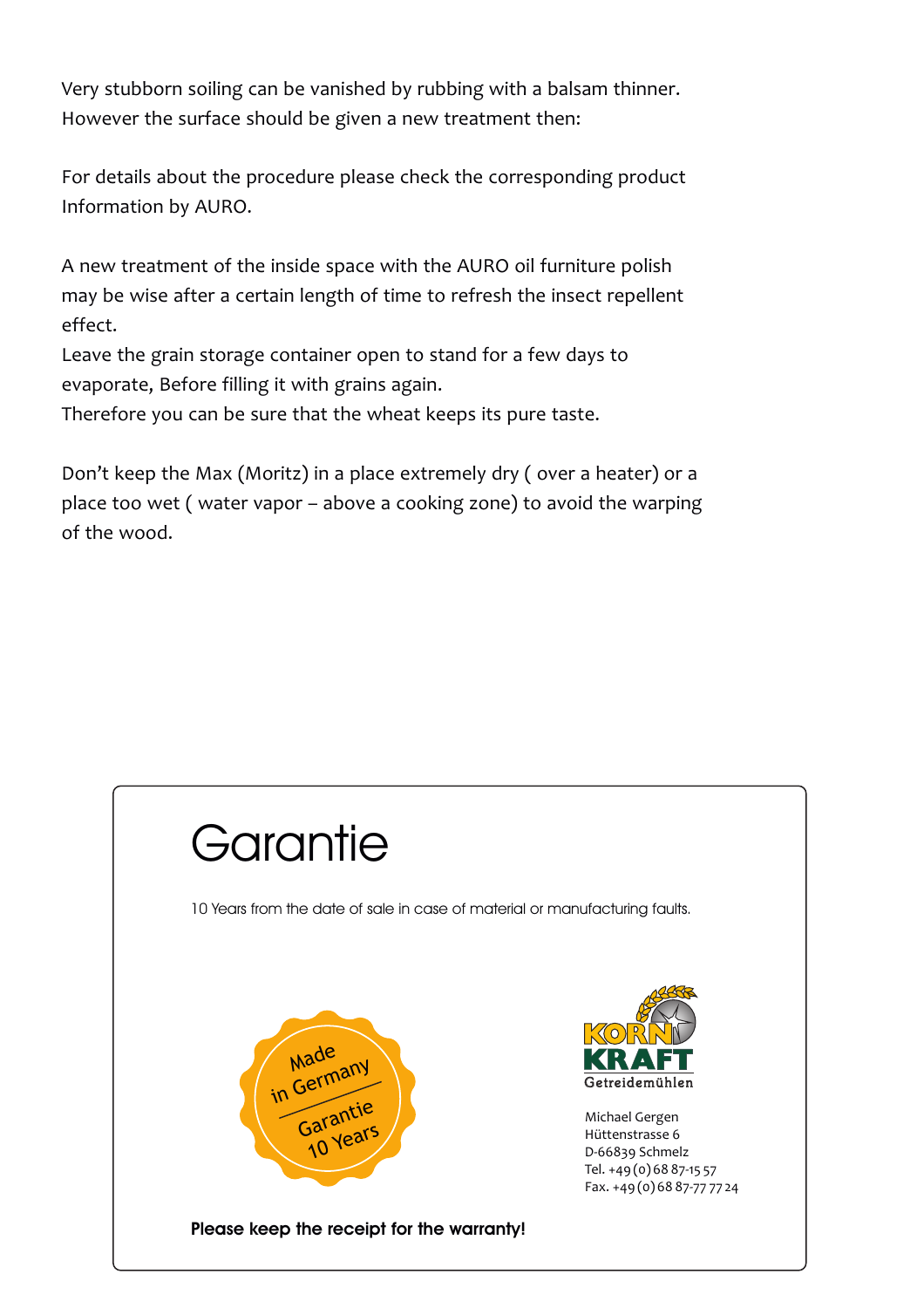Very stubborn soiling can be vanished by rubbing with a balsam thinner. However the surface should be given a new treatment then:

For details about the procedure please check the corresponding product Information by AURO.

A new treatment of the inside space with the AURO oil furniture polish may be wise after a certain length of time to refresh the insect repellent effect.
Leave the grain storage container open to stand for a few days to evaporate, Before filling it with grains again.
Therefore you can be sure that the wheat keeps its pure taste.

Don't keep the Max (Moritz) in a place extremely dry ( over a heater) or a place too wet ( water vapor – above a cooking zone) to avoid the warping of the wood.

# Garantie

10 Years from the date of sale in case of material or manufacturing faults.

Made in Germany
Garantie 10 Years

KORN KRAFT
Getreidemühlen

Michael Gergen
Hüttenstrasse 6
D-66839 Schmelz
Tel. +49 (0) 68 87-15 57
Fax. +49 (0) 68 87-77 77 24

**Please keep the receipt for the warranty!**